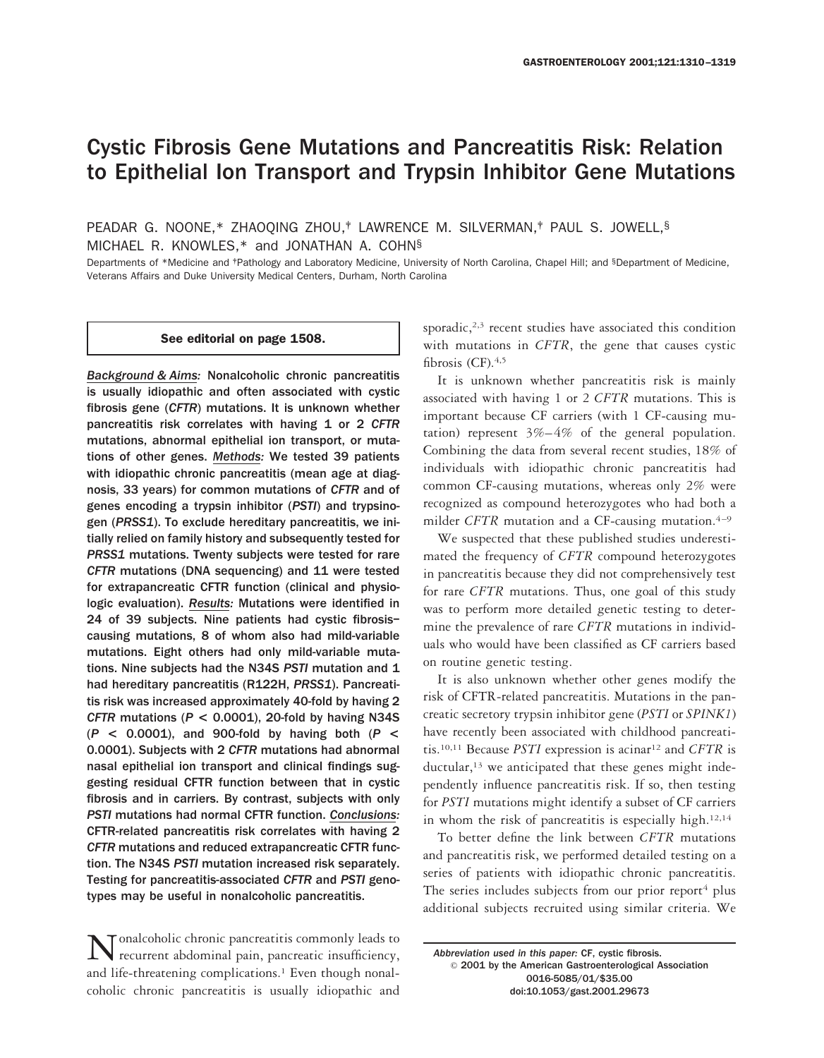# Cystic Fibrosis Gene Mutations and Pancreatitis Risk: Relation to Epithelial Ion Transport and Trypsin Inhibitor Gene Mutations

PEADAR G. NOONE,* ZHAOQING ZHOU,† LAWRENCE M. SILVERMAN,† PAUL S. JOWELL,§ MICHAEL R. KNOWLES,* and JONATHAN A. COHN§

Departments of *Medicine and †Pathology and Laboratory Medicine, University of North Carolina, Chapel Hill; and §Department of Medicine, Veterans Affairs and Duke University Medical Centers, Durham, North Carolina

**See editorial on page 1508.**

***Background & Aims:*** **Nonalcoholic chronic pancreatitis is usually idiopathic and often associated with cystic fibrosis gene (*CFTR*) mutations. It is unknown whether pancreatitis risk correlates with having 1 or 2 *CFTR* mutations, abnormal epithelial ion transport, or mutations of other genes.** ***Methods:*** **We tested 39 patients with idiopathic chronic pancreatitis (mean age at diagnosis, 33 years) for common mutations of *CFTR* and of genes encoding a trypsin inhibitor (*PSTI*) and trypsinogen (*PRSS1*). To exclude hereditary pancreatitis, we initially relied on family history and subsequently tested for *PRSS1* mutations. Twenty subjects were tested for rare *CFTR* mutations (DNA sequencing) and 11 were tested for extrapancreatic CFTR function (clinical and physiologic evaluation).** ***Results:*** **Mutations were identified in 24 of 39 subjects. Nine patients had cystic fibrosis–causing mutations, 8 of whom also had mild-variable mutations. Eight others had only mild-variable mutations. Nine subjects had the N34S *PSTI* mutation and 1 had hereditary pancreatitis (R122H, *PRSS1*). Pancreatitis risk was increased approximately 40-fold by having 2 *CFTR* mutations ($P < 0.0001$), 20-fold by having N34S ($P < 0.0001$), and 900-fold by having both ($P < 0.0001$). Subjects with 2 *CFTR* mutations had abnormal nasal epithelial ion transport and clinical findings suggesting residual CFTR function between that in cystic fibrosis and in carriers. By contrast, subjects with only *PSTI* mutations had normal CFTR function.** ***Conclusions:*** **CFTR-related pancreatitis risk correlates with having 2 *CFTR* mutations and reduced extrapancreatic CFTR function. The N34S *PSTI* mutation increased risk separately. Testing for pancreatitis-associated *CFTR* and *PSTI* genotypes may be useful in nonalcoholic pancreatitis.**

Nonalcoholic chronic pancreatitis commonly leads to recurrent abdominal pain, pancreatic insufficiency, and life-threatening complications.[1] Even though nonalcoholic chronic pancreatitis is usually idiopathic and sporadic,[2,3] recent studies have associated this condition with mutations in *CFTR*, the gene that causes cystic fibrosis (CF).[4,5]

It is unknown whether pancreatitis risk is mainly associated with having 1 or 2 *CFTR* mutations. This is important because CF carriers (with 1 CF-causing mutation) represent 3%–4% of the general population. Combining the data from several recent studies, 18% of individuals with idiopathic chronic pancreatitis had common CF-causing mutations, whereas only 2% were recognized as compound heterozygotes who had both a milder *CFTR* mutation and a CF-causing mutation.[4–9]

We suspected that these published studies underestimated the frequency of *CFTR* compound heterozygotes in pancreatitis because they did not comprehensively test for rare *CFTR* mutations. Thus, one goal of this study was to perform more detailed genetic testing to determine the prevalence of rare *CFTR* mutations in individuals who would have been classified as CF carriers based on routine genetic testing.

It is also unknown whether other genes modify the risk of CFTR-related pancreatitis. Mutations in the pancreatic secretory trypsin inhibitor gene (*PSTI* or *SPINK1*) have recently been associated with childhood pancreatitis.[10,11] Because *PSTI* expression is acinar[12] and *CFTR* is ductular,[13] we anticipated that these genes might independently influence pancreatitis risk. If so, then testing for *PSTI* mutations might identify a subset of CF carriers in whom the risk of pancreatitis is especially high.[12,14]

To better define the link between *CFTR* mutations and pancreatitis risk, we performed detailed testing on a series of patients with idiopathic chronic pancreatitis. The series includes subjects from our prior report[4] plus additional subjects recruited using similar criteria. We

*Abbreviation used in this paper:* CF, cystic fibrosis.
© 2001 by the American Gastroenterological Association
0016-5085/01/$35.00
doi:10.1053/gast.2001.29673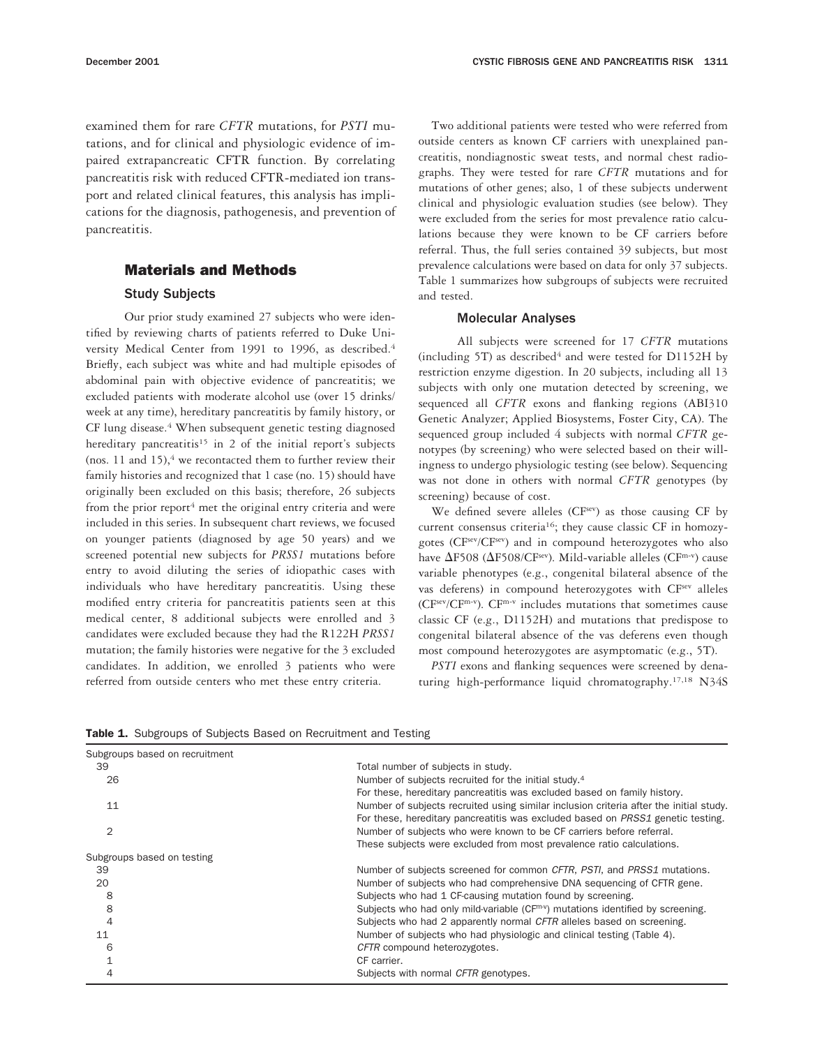examined them for rare *CFTR* mutations, for *PSTI* mutations, and for clinical and physiologic evidence of impaired extrapancreatic CFTR function. By correlating pancreatitis risk with reduced CFTR-mediated ion transport and related clinical features, this analysis has implications for the diagnosis, pathogenesis, and prevention of pancreatitis.

## Materials and Methods

### Study Subjects

Our prior study examined 27 subjects who were identified by reviewing charts of patients referred to Duke University Medical Center from 1991 to 1996, as described.[4] Briefly, each subject was white and had multiple episodes of abdominal pain with objective evidence of pancreatitis; we excluded patients with moderate alcohol use (over 15 drinks/week at any time), hereditary pancreatitis by family history, or CF lung disease.[4] When subsequent genetic testing diagnosed hereditary pancreatitis[15] in 2 of the initial report's subjects (nos. 11 and 15),[4] we recontacted them to further review their family histories and recognized that 1 case (no. 15) should have originally been excluded on this basis; therefore, 26 subjects from the prior report[4] met the original entry criteria and were included in this series. In subsequent chart reviews, we focused on younger patients (diagnosed by age 50 years) and we screened potential new subjects for *PRSS1* mutations before entry to avoid diluting the series of idiopathic cases with individuals who have hereditary pancreatitis. Using these modified entry criteria for pancreatitis patients seen at this medical center, 8 additional subjects were enrolled and 3 candidates were excluded because they had the R122H *PRSS1* mutation; the family histories were negative for the 3 excluded candidates. In addition, we enrolled 3 patients who were referred from outside centers who met these entry criteria.

Two additional patients were tested who were referred from outside centers as known CF carriers with unexplained pancreatitis, nondiagnostic sweat tests, and normal chest radiographs. They were tested for rare *CFTR* mutations and for mutations of other genes; also, 1 of these subjects underwent clinical and physiologic evaluation studies (see below). They were excluded from the series for most prevalence ratio calculations because they were known to be CF carriers before referral. Thus, the full series contained 39 subjects, but most prevalence calculations were based on data for only 37 subjects. Table 1 summarizes how subgroups of subjects were recruited and tested.

### Molecular Analyses

All subjects were screened for 17 *CFTR* mutations (including 5T) as described[4] and were tested for D1152H by restriction enzyme digestion. In 20 subjects, including all 13 subjects with only one mutation detected by screening, we sequenced all *CFTR* exons and flanking regions (ABI310 Genetic Analyzer; Applied Biosystems, Foster City, CA). The sequenced group included 4 subjects with normal *CFTR* genotypes (by screening) who were selected based on their willingness to undergo physiologic testing (see below). Sequencing was not done in others with normal *CFTR* genotypes (by screening) because of cost.

We defined severe alleles ($CF^{sev}$) as those causing CF by current consensus criteria[16]; they cause classic CF in homozygotes ($CF^{sev}/CF^{sev}$) and in compound heterozygotes who also have ΔF508 ($\Delta F508/CF^{sev}$). Mild-variable alleles ($CF^{m\text{-}v}$) cause variable phenotypes (e.g., congenital bilateral absence of the vas deferens) in compound heterozygotes with $CF^{sev}$ alleles ($CF^{sev}/CF^{m\text{-}v}$). $CF^{m\text{-}v}$ includes mutations that sometimes cause classic CF (e.g., D1152H) and mutations that predispose to congenital bilateral absence of the vas deferens even though most compound heterozygotes are asymptomatic (e.g., 5T).

*PSTI* exons and flanking sequences were screened by denaturing high-performance liquid chromatography.[17,18] N34S

**Table 1.** Subgroups of Subjects Based on Recruitment and Testing

| | |
|---|---|
| Subgroups based on recruitment | |
| 39 | Total number of subjects in study. |
| 26 | Number of subjects recruited for the initial study.[4] For these, hereditary pancreatitis was excluded based on family history. |
| 11 | Number of subjects recruited using similar inclusion criteria after the initial study. For these, hereditary pancreatitis was excluded based on *PRSS1* genetic testing. |
| 2 | Number of subjects who were known to be CF carriers before referral. These subjects were excluded from most prevalence ratio calculations. |
| Subgroups based on testing | |
| 39 | Number of subjects screened for common *CFTR*, *PSTI*, and *PRSS1* mutations. |
| 20 | Number of subjects who had comprehensive DNA sequencing of CFTR gene. |
| 8 | Subjects who had 1 CF-causing mutation found by screening. |
| 8 | Subjects who had only mild-variable ($CF^{m\text{-}v}$) mutations identified by screening. |
| 4 | Subjects who had 2 apparently normal *CFTR* alleles based on screening. |
| 11 | Number of subjects who had physiologic and clinical testing (Table 4). |
| 6 | *CFTR* compound heterozygotes. |
| 1 | CF carrier. |
| 4 | Subjects with normal *CFTR* genotypes. |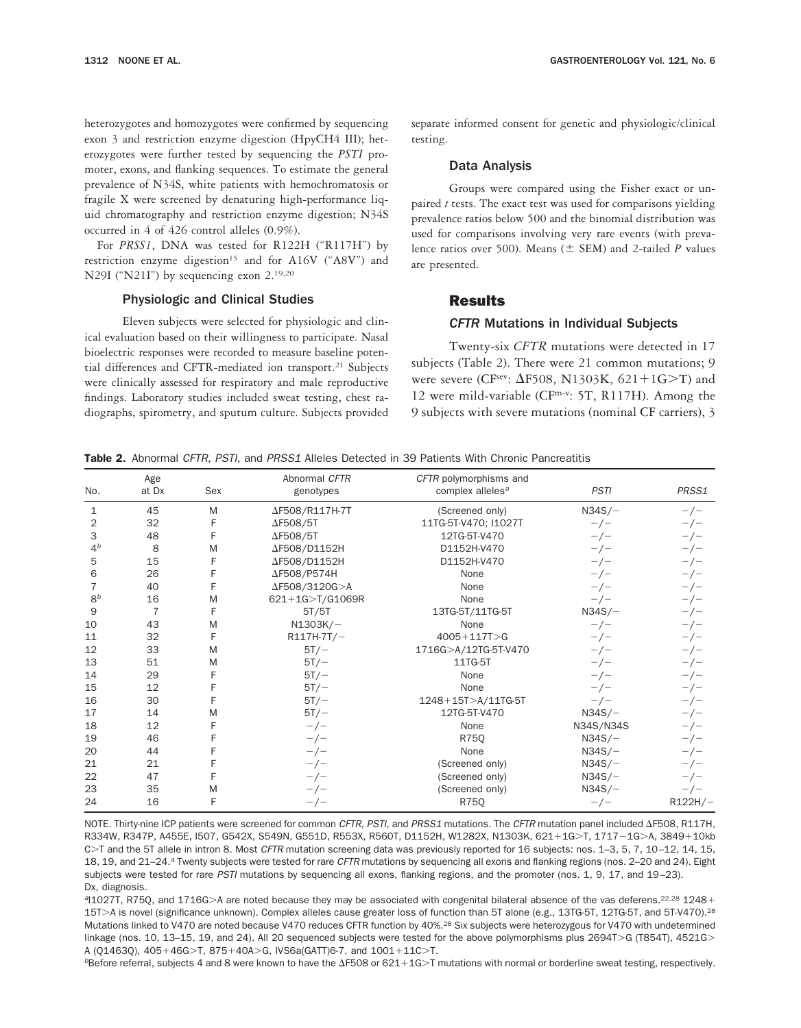heterozygotes and homozygotes were confirmed by sequencing exon 3 and restriction enzyme digestion (HpyCH4 III); heterozygotes were further tested by sequencing the *PSTI* promoter, exons, and flanking sequences. To estimate the general prevalence of N34S, white patients with hemochromatosis or fragile X were screened by denaturing high-performance liquid chromatography and restriction enzyme digestion; N34S occurred in 4 of 426 control alleles (0.9%).

For *PRSS1*, DNA was tested for R122H ("R117H") by restriction enzyme digestion[15] and for A16V ("A8V") and N29I ("N21I") by sequencing exon 2.[19,20]

### Physiologic and Clinical Studies

Eleven subjects were selected for physiologic and clinical evaluation based on their willingness to participate. Nasal bioelectric responses were recorded to measure baseline potential differences and CFTR-mediated ion transport.[21] Subjects were clinically assessed for respiratory and male reproductive findings. Laboratory studies included sweat testing, chest radiographs, spirometry, and sputum culture. Subjects provided separate informed consent for genetic and physiologic/clinical testing.

### Data Analysis

Groups were compared using the Fisher exact or unpaired *t* tests. The exact test was used for comparisons yielding prevalence ratios below 500 and the binomial distribution was used for comparisons involving very rare events (with prevalence ratios over 500). Means (± SEM) and 2-tailed *P* values are presented.

## Results

### *CFTR* Mutations in Individual Subjects

Twenty-six *CFTR* mutations were detected in 17 subjects (Table 2). There were 21 common mutations; 9 were severe (CF[sev]: ΔF508, N1303K, 621+1G>T) and 12 were mild-variable (CF[m-v]: 5T, R117H). Among the 9 subjects with severe mutations (nominal CF carriers), 3

**Table 2.** Abnormal *CFTR, PSTI,* and *PRSS1* Alleles Detected in 39 Patients With Chronic Pancreatitis

| No. | Age at Dx | Sex | Abnormal *CFTR* genotypes | *CFTR* polymorphisms and complex alleles[a] | *PSTI* | *PRSS1* |
|---|---|---|---|---|---|---|
| 1 | 45 | M | ΔF508/R117H-7T | (Screened only) | N34S/− | −/− |
| 2 | 32 | F | ΔF508/5T | 11TG-5T-V470; I1027T | −/− | −/− |
| 3 | 48 | F | ΔF508/5T | 12TG-5T-V470 | −/− | −/− |
| 4[b] | 8 | M | ΔF508/D1152H | D1152H-V470 | −/− | −/− |
| 5 | 15 | F | ΔF508/D1152H | D1152H-V470 | −/− | −/− |
| 6 | 26 | F | ΔF508/P574H | None | −/− | −/− |
| 7 | 40 | F | ΔF508/3120G>A | None | −/− | −/− |
| 8[b] | 16 | M | 621+1G>T/G1069R | None | −/− | −/− |
| 9 | 7 | F | 5T/5T | 13TG-5T/11TG-5T | N34S/− | −/− |
| 10 | 43 | M | N1303K/− | None | −/− | −/− |
| 11 | 32 | F | R117H-7T/− | 4005+117T>G | −/− | −/− |
| 12 | 33 | M | 5T/− | 1716G>A/12TG-5T-V470 | −/− | −/− |
| 13 | 51 | M | 5T/− | 11TG-5T | −/− | −/− |
| 14 | 29 | F | 5T/− | None | −/− | −/− |
| 15 | 12 | F | 5T/− | None | −/− | −/− |
| 16 | 30 | F | 5T/− | 1248+15T>A/11TG-5T | −/− | −/− |
| 17 | 14 | M | 5T/− | 12TG-5T-V470 | N34S/− | −/− |
| 18 | 12 | F | −/− | None | N34S/N34S | −/− |
| 19 | 46 | F | −/− | R75Q | N34S/− | −/− |
| 20 | 44 | F | −/− | None | N34S/− | −/− |
| 21 | 21 | F | −/− | (Screened only) | N34S/− | −/− |
| 22 | 47 | F | −/− | (Screened only) | N34S/− | −/− |
| 23 | 35 | M | −/− | (Screened only) | N34S/− | −/− |
| 24 | 16 | F | −/− | R75Q | −/− | R122H/− |

NOTE. Thirty-nine ICP patients were screened for common *CFTR, PSTI,* and *PRSS1* mutations. The *CFTR* mutation panel included ΔF508, R117H, R334W, R347P, A455E, I507, G542X, S549N, G551D, R553X, R560T, D1152H, W1282X, N1303K, 621+1G>T, 1717−1G>A, 3849+10kb C>T and the 5T allele in intron 8. Most *CFTR* mutation screening data was previously reported for 16 subjects: nos. 1–3, 5, 7, 10–12, 14, 15, 18, 19, and 21–24.[4] Twenty subjects were tested for rare *CFTR* mutations by sequencing all exons and flanking regions (nos. 2–20 and 24). Eight subjects were tested for rare *PSTI* mutations by sequencing all exons, flanking regions, and the promoter (nos. 1, 9, 17, and 19–23). Dx, diagnosis.

[a]I1027T, R75Q, and 1716G>A are noted because they may be associated with congenital bilateral absence of the vas deferens.[22,28] 1248+15T>A is novel (significance unknown). Complex alleles cause greater loss of function than 5T alone (e.g., 13TG-5T, 12TG-5T, and 5T-V470).[28] Mutations linked to V470 are noted because V470 reduces CFTR function by 40%.[28] Six subjects were heterozygous for V470 with undetermined linkage (nos. 10, 13–15, 19, and 24). All 20 sequenced subjects were tested for the above polymorphisms plus 2694T>G (T854T), 4521G>A (Q1463Q), 405+46G>T, 875+40A>G, IVS6a(GATT)6-7, and 1001+11C>T.

[b]Before referral, subjects 4 and 8 were known to have the ΔF508 or 621+1G>T mutations with normal or borderline sweat testing, respectively.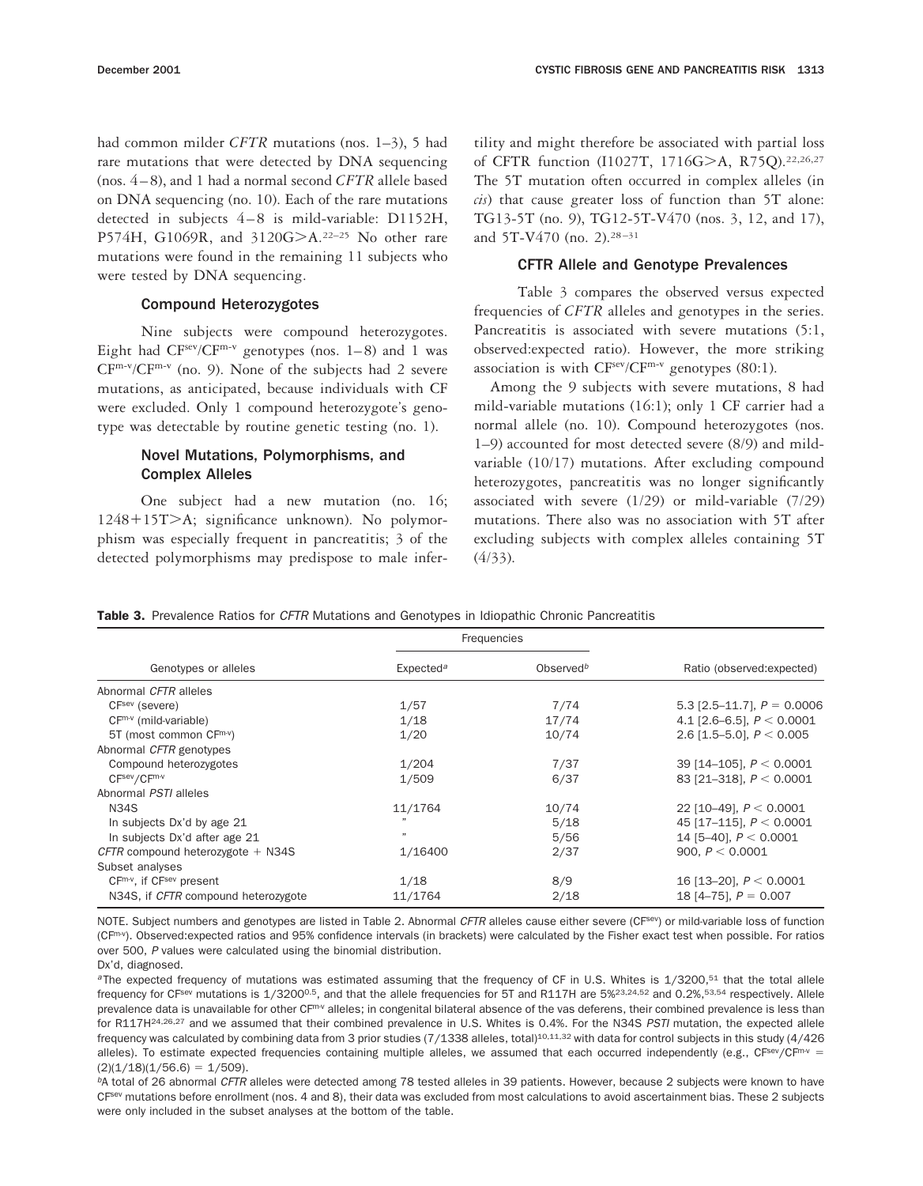had common milder *CFTR* mutations (nos. 1–3), 5 had rare mutations that were detected by DNA sequencing (nos. 4–8), and 1 had a normal second *CFTR* allele based on DNA sequencing (no. 10). Each of the rare mutations detected in subjects 4–8 is mild-variable: D1152H, P574H, G1069R, and 3120G>A.[22–25] No other rare mutations were found in the remaining 11 subjects who were tested by DNA sequencing.

### Compound Heterozygotes

Nine subjects were compound heterozygotes. Eight had $CF^{sev}/CF^{m\text{-}v}$ genotypes (nos. 1–8) and 1 was $CF^{m\text{-}v}/CF^{m\text{-}v}$ (no. 9). None of the subjects had 2 severe mutations, as anticipated, because individuals with CF were excluded. Only 1 compound heterozygote's genotype was detectable by routine genetic testing (no. 1).

### Novel Mutations, Polymorphisms, and Complex Alleles

One subject had a new mutation (no. 16; 1248+15T>A; significance unknown). No polymorphism was especially frequent in pancreatitis; 3 of the detected polymorphisms may predispose to male infertility and might therefore be associated with partial loss of CFTR function (I1027T, 1716G>A, R75Q).[22,26,27] The 5T mutation often occurred in complex alleles (in *cis*) that cause greater loss of function than 5T alone: TG13-5T (no. 9), TG12-5T-V470 (nos. 3, 12, and 17), and 5T-V470 (no. 2).[28–31]

### CFTR Allele and Genotype Prevalences

Table 3 compares the observed versus expected frequencies of *CFTR* alleles and genotypes in the series. Pancreatitis is associated with severe mutations (5:1, observed:expected ratio). However, the more striking association is with $CF^{sev}/CF^{m\text{-}v}$ genotypes (80:1).

Among the 9 subjects with severe mutations, 8 had mild-variable mutations (16:1); only 1 CF carrier had a normal allele (no. 10). Compound heterozygotes (nos. 1–9) accounted for most detected severe (8/9) and mild-variable (10/17) mutations. After excluding compound heterozygotes, pancreatitis was no longer significantly associated with severe (1/29) or mild-variable (7/29) mutations. There also was no association with 5T after excluding subjects with complex alleles containing 5T (4/33).

**Table 3.** Prevalence Ratios for *CFTR* Mutations and Genotypes in Idiopathic Chronic Pancreatitis

| Genotypes or alleles | Frequencies | | Ratio (observed:expected) |
|---|---|---|---|
| | Expected[a] | Observed[b] | |
| Abnormal *CFTR* alleles | | | |
| $CF^{sev}$ (severe) | 1/57 | 7/74 | 5.3 [2.5–11.7], $P = 0.0006$ |
| $CF^{m\text{-}v}$ (mild-variable) | 1/18 | 17/74 | 4.1 [2.6–6.5], $P < 0.0001$ |
| 5T (most common $CF^{m\text{-}v}$) | 1/20 | 10/74 | 2.6 [1.5–5.0], $P < 0.005$ |
| Abnormal *CFTR* genotypes | | | |
| Compound heterozygotes | 1/204 | 7/37 | 39 [14–105], $P < 0.0001$ |
| $CF^{sev}/CF^{m\text{-}v}$ | 1/509 | 6/37 | 83 [21–318], $P < 0.0001$ |
| Abnormal *PSTI* alleles | | | |
| N34S | 11/1764 | 10/74 | 22 [10–49], $P < 0.0001$ |
| In subjects Dx'd by age 21 | " | 5/18 | 45 [17–115], $P < 0.0001$ |
| In subjects Dx'd after age 21 | " | 5/56 | 14 [5–40], $P < 0.0001$ |
| *CFTR* compound heterozygote + N34S | 1/16400 | 2/37 | 900, $P < 0.0001$ |
| Subset analyses | | | |
| $CF^{m\text{-}v}$, if $CF^{sev}$ present | 1/18 | 8/9 | 16 [13–20], $P < 0.0001$ |
| N34S, if *CFTR* compound heterozygote | 11/1764 | 2/18 | 18 [4–75], $P = 0.007$ |

NOTE. Subject numbers and genotypes are listed in Table 2. Abnormal *CFTR* alleles cause either severe ($CF^{sev}$) or mild-variable loss of function ($CF^{m\text{-}v}$). Observed:expected ratios and 95% confidence intervals (in brackets) were calculated by the Fisher exact test when possible. For ratios over 500, *P* values were calculated using the binomial distribution.

Dx'd, diagnosed.

[a]The expected frequency of mutations was estimated assuming that the frequency of CF in U.S. Whites is 1/3200,[51] that the total allele frequency for $CF^{sev}$ mutations is $1/3200^{0.5}$, and that the allele frequencies for 5T and R117H are 5%[23,24,52] and 0.2%,[53,54] respectively. Allele prevalence data is unavailable for other $CF^{m\text{-}v}$ alleles; in congenital bilateral absence of the vas deferens, their combined prevalence is less than for R117H[24,26,27] and we assumed that their combined prevalence in U.S. Whites is 0.4%. For the N34S *PSTI* mutation, the expected allele frequency was calculated by combining data from 3 prior studies (7/1338 alleles, total)[10,11,32] with data for control subjects in this study (4/426 alleles). To estimate expected frequencies containing multiple alleles, we assumed that each occurred independently (e.g., $CF^{sev}/CF^{m\text{-}v} = (2)(1/18)(1/56.6) = 1/509$).

[b]A total of 26 abnormal *CFTR* alleles were detected among 78 tested alleles in 39 patients. However, because 2 subjects were known to have $CF^{sev}$ mutations before enrollment (nos. 4 and 8), their data was excluded from most calculations to avoid ascertainment bias. These 2 subjects were only included in the subset analyses at the bottom of the table.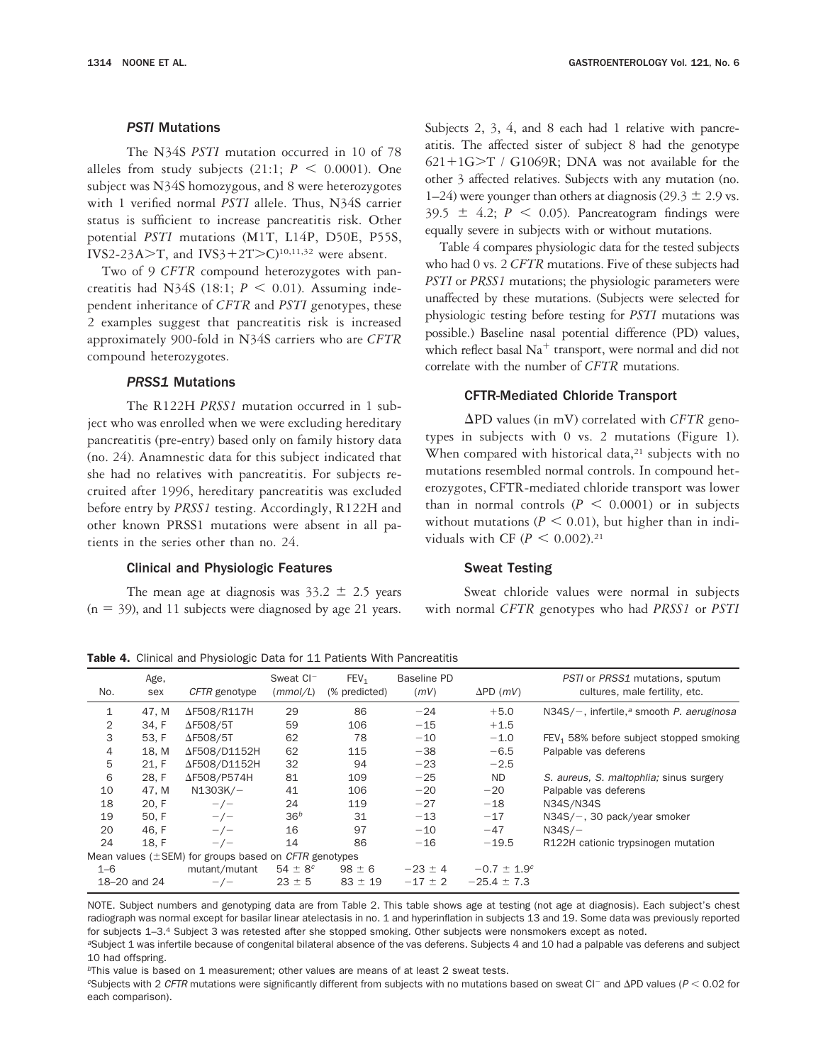### *PSTI* Mutations

The N34S *PSTI* mutation occurred in 10 of 78 alleles from study subjects (21:1; $P < 0.0001$). One subject was N34S homozygous, and 8 were heterozygotes with 1 verified normal *PSTI* allele. Thus, N34S carrier status is sufficient to increase pancreatitis risk. Other potential *PSTI* mutations (M1T, L14P, D50E, P55S, IVS2-23A>T, and IVS3+2T>C)[10,11,32] were absent.

Two of 9 *CFTR* compound heterozygotes with pancreatitis had N34S (18:1; $P < 0.01$). Assuming independent inheritance of *CFTR* and *PSTI* genotypes, these 2 examples suggest that pancreatitis risk is increased approximately 900-fold in N34S carriers who are *CFTR* compound heterozygotes.

### *PRSS1* Mutations

The R122H *PRSS1* mutation occurred in 1 subject who was enrolled when we were excluding hereditary pancreatitis (pre-entry) based only on family history data (no. 24). Anamnestic data for this subject indicated that she had no relatives with pancreatitis. For subjects recruited after 1996, hereditary pancreatitis was excluded before entry by *PRSS1* testing. Accordingly, R122H and other known PRSS1 mutations were absent in all patients in the series other than no. 24.

### Clinical and Physiologic Features

The mean age at diagnosis was $33.2 \pm 2.5$ years ($n = 39$), and 11 subjects were diagnosed by age 21 years. Subjects 2, 3, 4, and 8 each had 1 relative with pancreatitis. The affected sister of subject 8 had the genotype 621+1G>T / G1069R; DNA was not available for the other 3 affected relatives. Subjects with any mutation (no. 1–24) were younger than others at diagnosis ($29.3 \pm 2.9$ vs. $39.5 \pm 4.2$; $P < 0.05$). Pancreatogram findings were equally severe in subjects with or without mutations.

Table 4 compares physiologic data for the tested subjects who had 0 vs. 2 *CFTR* mutations. Five of these subjects had *PSTI* or *PRSS1* mutations; the physiologic parameters were unaffected by these mutations. (Subjects were selected for physiologic testing before testing for *PSTI* mutations was possible.) Baseline nasal potential difference (PD) values, which reflect basal $Na^+$ transport, were normal and did not correlate with the number of *CFTR* mutations.

### CFTR-Mediated Chloride Transport

ΔPD values (in mV) correlated with *CFTR* genotypes in subjects with 0 vs. 2 mutations (Figure 1). When compared with historical data,[21] subjects with no mutations resembled normal controls. In compound heterozygotes, CFTR-mediated chloride transport was lower than in normal controls ($P < 0.0001$) or in subjects without mutations ($P < 0.01$), but higher than in individuals with CF ($P < 0.002$).[21]

### Sweat Testing

Sweat chloride values were normal in subjects with normal *CFTR* genotypes who had *PRSS1* or *PSTI*

**Table 4.** Clinical and Physiologic Data for 11 Patients With Pancreatitis

| No. | Age, sex | *CFTR* genotype | Sweat $Cl^-$ (*mmol/L*) | $FEV_1$ (% predicted) | Baseline PD (*mV*) | ΔPD (*mV*) | *PSTI* or *PRSS1* mutations, sputum cultures, male fertility, etc. |
|---|---|---|---|---|---|---|---|
| 1 | 47, M | ΔF508/R117H | 29 | 86 | −24 | +5.0 | N34S/−, infertile,[a] smooth *P. aeruginosa* |
| 2 | 34, F | ΔF508/5T | 59 | 106 | −15 | +1.5 | |
| 3 | 53, F | ΔF508/5T | 62 | 78 | −10 | −1.0 | $FEV_1$ 58% before subject stopped smoking |
| 4 | 18, M | ΔF508/D1152H | 62 | 115 | −38 | −6.5 | Palpable vas deferens |
| 5 | 21, F | ΔF508/D1152H | 32 | 94 | −23 | −2.5 | |
| 6 | 28, F | ΔF508/P574H | 81 | 109 | −25 | ND | *S. aureus, S. maltophlia;* sinus surgery |
| 10 | 47, M | N1303K/− | 41 | 106 | −20 | −20 | Palpable vas deferens |
| 18 | 20, F | −/− | 24 | 119 | −27 | −18 | N34S/N34S |
| 19 | 50, F | −/− | 36[b] | 31 | −13 | −17 | N34S/−, 30 pack/year smoker |
| 20 | 46, F | −/− | 16 | 97 | −10 | −47 | N34S/− |
| 24 | 18, F | −/− | 14 | 86 | −16 | −19.5 | R122H cationic trypsinogen mutation |
| Mean values (±SEM) for groups based on *CFTR* genotypes | | | | | | | |
| 1–6 | | mutant/mutant | 54 ± 8[c] | 98 ± 6 | −23 ± 4 | −0.7 ± 1.9[c] | |
| 18–20 and 24 | | −/− | 23 ± 5 | 83 ± 19 | −17 ± 2 | −25.4 ± 7.3 | |

NOTE. Subject numbers and genotyping data are from Table 2. This table shows age at testing (not age at diagnosis). Each subject's chest radiograph was normal except for basilar linear atelectasis in no. 1 and hyperinflation in subjects 13 and 19. Some data was previously reported for subjects 1–3.[4] Subject 3 was retested after she stopped smoking. Other subjects were nonsmokers except as noted.

[a]Subject 1 was infertile because of congenital bilateral absence of the vas deferens. Subjects 4 and 10 had a palpable vas deferens and subject 10 had offspring.

[b]This value is based on 1 measurement; other values are means of at least 2 sweat tests.

[c]Subjects with 2 *CFTR* mutations were significantly different from subjects with no mutations based on sweat $Cl^-$ and ΔPD values ($P < 0.02$ for each comparison).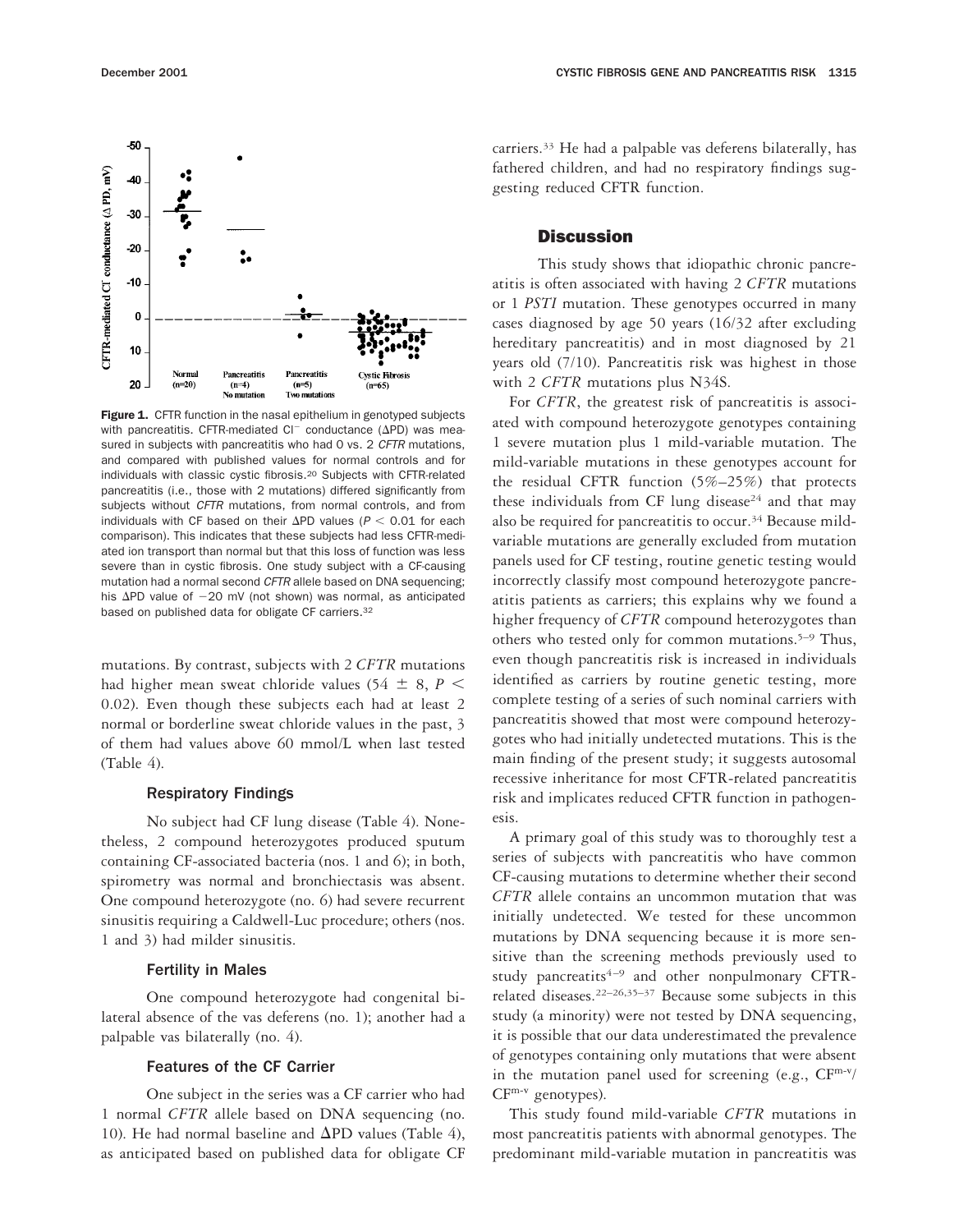**Figure 1.** CFTR function in the nasal epithelium in genotyped subjects with pancreatitis. CFTR-mediated $Cl^-$ conductance (ΔPD) was measured in subjects with pancreatitis who had 0 vs. 2 *CFTR* mutations, and compared with published values for normal controls and for individuals with classic cystic fibrosis.[20] Subjects with CFTR-related pancreatitis (i.e., those with 2 mutations) differed significantly from subjects without *CFTR* mutations, from normal controls, and from individuals with CF based on their ΔPD values ($P < 0.01$ for each comparison). This indicates that these subjects had less CFTR-mediated ion transport than normal but that this loss of function was less severe than in cystic fibrosis. One study subject with a CF-causing mutation had a normal second *CFTR* allele based on DNA sequencing; his ΔPD value of −20 mV (not shown) was normal, as anticipated based on published data for obligate CF carriers.[32]

mutations. By contrast, subjects with 2 *CFTR* mutations had higher mean sweat chloride values ($54 \pm 8$, $P < 0.02$). Even though these subjects each had at least 2 normal or borderline sweat chloride values in the past, 3 of them had values above 60 mmol/L when last tested (Table 4).

### Respiratory Findings

No subject had CF lung disease (Table 4). Nonetheless, 2 compound heterozygotes produced sputum containing CF-associated bacteria (nos. 1 and 6); in both, spirometry was normal and bronchiectasis was absent. One compound heterozygote (no. 6) had severe recurrent sinusitis requiring a Caldwell-Luc procedure; others (nos. 1 and 3) had milder sinusitis.

### Fertility in Males

One compound heterozygote had congenital bilateral absence of the vas deferens (no. 1); another had a palpable vas bilaterally (no. 4).

### Features of the CF Carrier

One subject in the series was a CF carrier who had 1 normal *CFTR* allele based on DNA sequencing (no. 10). He had normal baseline and ΔPD values (Table 4), as anticipated based on published data for obligate CF carriers.[33] He had a palpable vas deferens bilaterally, has fathered children, and had no respiratory findings suggesting reduced CFTR function.

## Discussion

This study shows that idiopathic chronic pancreatitis is often associated with having 2 *CFTR* mutations or 1 *PSTI* mutation. These genotypes occurred in many cases diagnosed by age 50 years (16/32 after excluding hereditary pancreatitis) and in most diagnosed by 21 years old (7/10). Pancreatitis risk was highest in those with 2 *CFTR* mutations plus N34S.

For *CFTR*, the greatest risk of pancreatitis is associated with compound heterozygote genotypes containing 1 severe mutation plus 1 mild-variable mutation. The mild-variable mutations in these genotypes account for the residual CFTR function (5%–25%) that protects these individuals from CF lung disease[24] and that may also be required for pancreatitis to occur.[34] Because mild-variable mutations are generally excluded from mutation panels used for CF testing, routine genetic testing would incorrectly classify most compound heterozygote pancreatitis patients as carriers; this explains why we found a higher frequency of *CFTR* compound heterozygotes than others who tested only for common mutations.[5–9] Thus, even though pancreatitis risk is increased in individuals identified as carriers by routine genetic testing, more complete testing of a series of such nominal carriers with pancreatitis showed that most were compound heterozygotes who had initially undetected mutations. This is the main finding of the present study; it suggests autosomal recessive inheritance for most CFTR-related pancreatitis risk and implicates reduced CFTR function in pathogenesis.

A primary goal of this study was to thoroughly test a series of subjects with pancreatitis who have common CF-causing mutations to determine whether their second *CFTR* allele contains an uncommon mutation that was initially undetected. We tested for these uncommon mutations by DNA sequencing because it is more sensitive than the screening methods previously used to study pancreatitis[4–9] and other nonpulmonary CFTR-related diseases.[22–26,35–37] Because some subjects in this study (a minority) were not tested by DNA sequencing, it is possible that our data underestimated the prevalence of genotypes containing only mutations that were absent in the mutation panel used for screening (e.g., $CF^{m-v}$/$CF^{m-v}$ genotypes).

This study found mild-variable *CFTR* mutations in most pancreatitis patients with abnormal genotypes. The predominant mild-variable mutation in pancreatitis was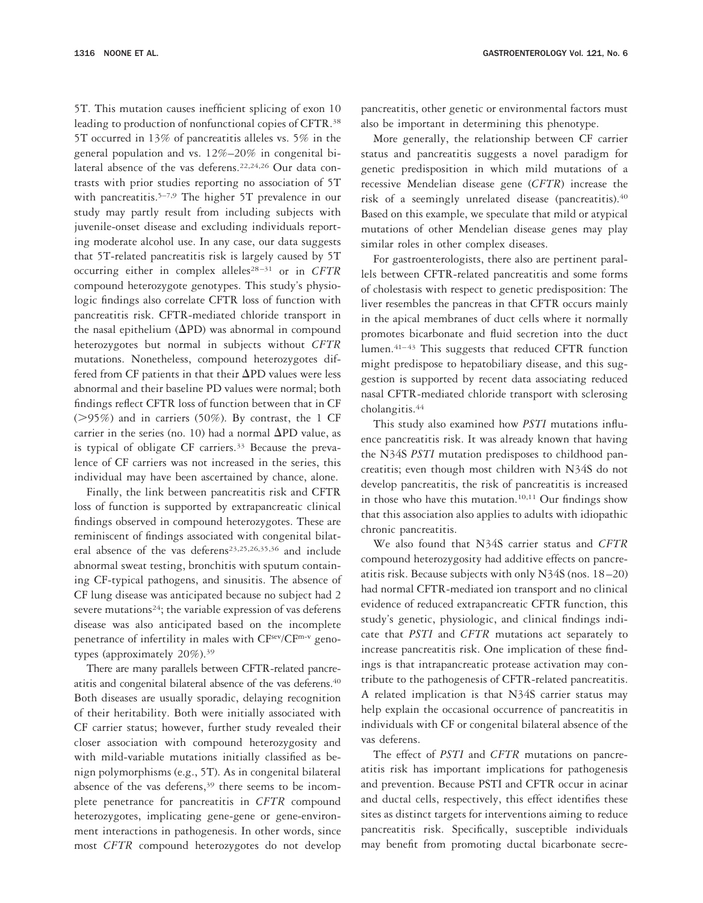5T. This mutation causes inefficient splicing of exon 10 leading to production of nonfunctional copies of CFTR.[38] 5T occurred in 13% of pancreatitis alleles vs. 5% in the general population and vs. 12%–20% in congenital bilateral absence of the vas deferens.[22,24,26] Our data contrasts with prior studies reporting no association of 5T with pancreatitis.[5–7,9] The higher 5T prevalence in our study may partly result from including subjects with juvenile-onset disease and excluding individuals reporting moderate alcohol use. In any case, our data suggests that 5T-related pancreatitis risk is largely caused by 5T occurring either in complex alleles[28–31] or in *CFTR* compound heterozygote genotypes. This study's physiologic findings also correlate CFTR loss of function with pancreatitis risk. CFTR-mediated chloride transport in the nasal epithelium ($\Delta$PD) was abnormal in compound heterozygotes but normal in subjects without *CFTR* mutations. Nonetheless, compound heterozygotes differed from CF patients in that their $\Delta$PD values were less abnormal and their baseline PD values were normal; both findings reflect CFTR loss of function between that in CF (>95%) and in carriers (50%). By contrast, the 1 CF carrier in the series (no. 10) had a normal $\Delta$PD value, as is typical of obligate CF carriers.[33] Because the prevalence of CF carriers was not increased in the series, this individual may have been ascertained by chance, alone.

Finally, the link between pancreatitis risk and CFTR loss of function is supported by extrapancreatic clinical findings observed in compound heterozygotes. These are reminiscent of findings associated with congenital bilateral absence of the vas deferens[23,25,26,35,36] and include abnormal sweat testing, bronchitis with sputum containing CF-typical pathogens, and sinusitis. The absence of CF lung disease was anticipated because no subject had 2 severe mutations[24]; the variable expression of vas deferens disease was also anticipated based on the incomplete penetrance of infertility in males with $CF^{sev}/CF^{m-v}$ genotypes (approximately 20%).[39]

There are many parallels between CFTR-related pancreatitis and congenital bilateral absence of the vas deferens.[40] Both diseases are usually sporadic, delaying recognition of their heritability. Both were initially associated with CF carrier status; however, further study revealed their closer association with compound heterozygosity and with mild-variable mutations initially classified as benign polymorphisms (e.g., 5T). As in congenital bilateral absence of the vas deferens,[39] there seems to be incomplete penetrance for pancreatitis in *CFTR* compound heterozygotes, implicating gene-gene or gene-environment interactions in pathogenesis. In other words, since most *CFTR* compound heterozygotes do not develop pancreatitis, other genetic or environmental factors must also be important in determining this phenotype.

More generally, the relationship between CF carrier status and pancreatitis suggests a novel paradigm for genetic predisposition in which mild mutations of a recessive Mendelian disease gene (*CFTR*) increase the risk of a seemingly unrelated disease (pancreatitis).[40] Based on this example, we speculate that mild or atypical mutations of other Mendelian disease genes may play similar roles in other complex diseases.

For gastroenterologists, there also are pertinent parallels between CFTR-related pancreatitis and some forms of cholestasis with respect to genetic predisposition: The liver resembles the pancreas in that CFTR occurs mainly in the apical membranes of duct cells where it normally promotes bicarbonate and fluid secretion into the duct lumen.[41–43] This suggests that reduced CFTR function might predispose to hepatobiliary disease, and this suggestion is supported by recent data associating reduced nasal CFTR-mediated chloride transport with sclerosing cholangitis.[44]

This study also examined how *PSTI* mutations influence pancreatitis risk. It was already known that having the N34S *PSTI* mutation predisposes to childhood pancreatitis; even though most children with N34S do not develop pancreatitis, the risk of pancreatitis is increased in those who have this mutation.[10,11] Our findings show that this association also applies to adults with idiopathic chronic pancreatitis.

We also found that N34S carrier status and *CFTR* compound heterozygosity had additive effects on pancreatitis risk. Because subjects with only N34S (nos. 18–20) had normal CFTR-mediated ion transport and no clinical evidence of reduced extrapancreatic CFTR function, this study's genetic, physiologic, and clinical findings indicate that *PSTI* and *CFTR* mutations act separately to increase pancreatitis risk. One implication of these findings is that intrapancreatic protease activation may contribute to the pathogenesis of CFTR-related pancreatitis. A related implication is that N34S carrier status may help explain the occasional occurrence of pancreatitis in individuals with CF or congenital bilateral absence of the vas deferens.

The effect of *PSTI* and *CFTR* mutations on pancreatitis risk has important implications for pathogenesis and prevention. Because PSTI and CFTR occur in acinar and ductal cells, respectively, this effect identifies these sites as distinct targets for interventions aiming to reduce pancreatitis risk. Specifically, susceptible individuals may benefit from promoting ductal bicarbonate secre-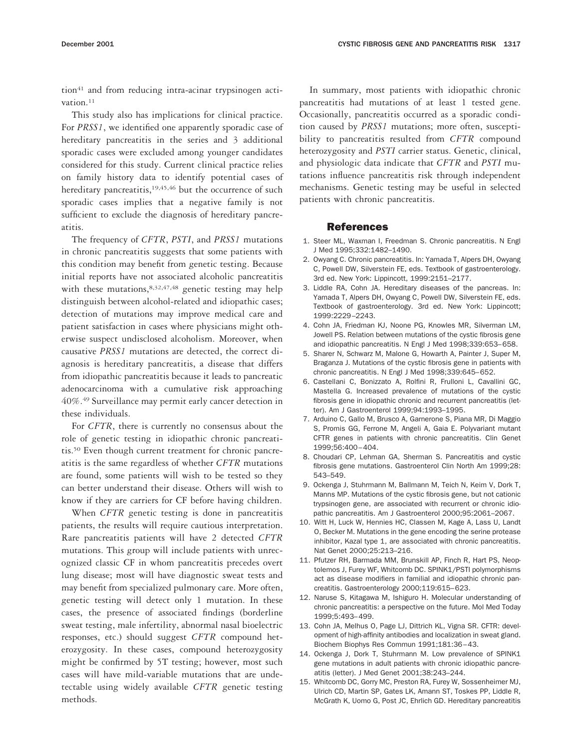tion[41] and from reducing intra-acinar trypsinogen activation.[11]

This study also has implications for clinical practice. For *PRSS1*, we identified one apparently sporadic case of hereditary pancreatitis in the series and 3 additional sporadic cases were excluded among younger candidates considered for this study. Current clinical practice relies on family history data to identify potential cases of hereditary pancreatitis,[19,45,46] but the occurrence of such sporadic cases implies that a negative family is not sufficient to exclude the diagnosis of hereditary pancreatitis.

The frequency of *CFTR*, *PSTI*, and *PRSS1* mutations in chronic pancreatitis suggests that some patients with this condition may benefit from genetic testing. Because initial reports have not associated alcoholic pancreatitis with these mutations,[8,32,47,48] genetic testing may help distinguish between alcohol-related and idiopathic cases; detection of mutations may improve medical care and patient satisfaction in cases where physicians might otherwise suspect undisclosed alcoholism. Moreover, when causative *PRSS1* mutations are detected, the correct diagnosis is hereditary pancreatitis, a disease that differs from idiopathic pancreatitis because it leads to pancreatic adenocarcinoma with a cumulative risk approaching 40%.[49] Surveillance may permit early cancer detection in these individuals.

For *CFTR*, there is currently no consensus about the role of genetic testing in idiopathic chronic pancreatitis.[50] Even though current treatment for chronic pancreatitis is the same regardless of whether *CFTR* mutations are found, some patients will wish to be tested so they can better understand their disease. Others will wish to know if they are carriers for CF before having children.

When *CFTR* genetic testing is done in pancreatitis patients, the results will require cautious interpretation. Rare pancreatitis patients will have 2 detected *CFTR* mutations. This group will include patients with unrecognized classic CF in whom pancreatitis precedes overt lung disease; most will have diagnostic sweat tests and may benefit from specialized pulmonary care. More often, genetic testing will detect only 1 mutation. In these cases, the presence of associated findings (borderline sweat testing, male infertility, abnormal nasal bioelectric responses, etc.) should suggest *CFTR* compound heterozygosity. In these cases, compound heterozygosity might be confirmed by 5T testing; however, most such cases will have mild-variable mutations that are undetectable using widely available *CFTR* genetic testing methods.

In summary, most patients with idiopathic chronic pancreatitis had mutations of at least 1 tested gene. Occasionally, pancreatitis occurred as a sporadic condition caused by *PRSS1* mutations; more often, susceptibility to pancreatitis resulted from *CFTR* compound heterozygosity and *PSTI* carrier status. Genetic, clinical, and physiologic data indicate that *CFTR* and *PSTI* mutations influence pancreatitis risk through independent mechanisms. Genetic testing may be useful in selected patients with chronic pancreatitis.

## References

1. Steer ML, Waxman I, Freedman S. Chronic pancreatitis. N Engl J Med 1995;332:1482–1490.
2. Owyang C. Chronic pancreatitis. In: Yamada T, Alpers DH, Owyang C, Powell DW, Silverstein FE, eds. Textbook of gastroenterology. 3rd ed. New York: Lippincott, 1999:2151–2177.
3. Liddle RA, Cohn JA. Hereditary diseases of the pancreas. In: Yamada T, Alpers DH, Owyang C, Powell DW, Silverstein FE, eds. Textbook of gastroenterology. 3rd ed. New York: Lippincott; 1999:2229–2243.
4. Cohn JA, Friedman KJ, Noone PG, Knowles MR, Silverman LM, Jowell PS. Relation between mutations of the cystic fibrosis gene and idiopathic pancreatitis. N Engl J Med 1998;339:653–658.
5. Sharer N, Schwarz M, Malone G, Howarth A, Painter J, Super M, Braganza J. Mutations of the cystic fibrosis gene in patients with chronic pancreatitis. N Engl J Med 1998;339:645–652.
6. Castellani C, Bonizzato A, Rolfini R, Frulloni L, Cavallini GC, Mastella G. Increased prevalence of mutations of the cystic fibrosis gene in idiopathic chronic and recurrent pancreatitis (letter). Am J Gastroenterol 1999;94:1993–1995.
7. Arduino C, Gallo M, Brusco A, Garnerone S, Piana MR, Di Maggio S, Promis GG, Ferrone M, Angeli A, Gaia E. Polyvariant mutant CFTR genes in patients with chronic pancreatitis. Clin Genet 1999;56:400–404.
8. Choudari CP, Lehman GA, Sherman S. Pancreatitis and cystic fibrosis gene mutations. Gastroenterol Clin North Am 1999;28:543–549.
9. Ockenga J, Stuhrmann M, Ballmann M, Teich N, Keim V, Dork T, Manns MP. Mutations of the cystic fibrosis gene, but not cationic trypsinogen gene, are associated with recurrent or chronic idiopathic pancreatitis. Am J Gastroenterol 2000;95:2061–2067.
10. Witt H, Luck W, Hennies HC, Classen M, Kage A, Lass U, Landt O, Becker M. Mutations in the gene encoding the serine protease inhibitor, Kazal type 1, are associated with chronic pancreatitis. Nat Genet 2000;25:213–216.
11. Pfutzer RH, Barmada MM, Brunskill AP, Finch R, Hart PS, Neoptolemos J, Furey WF, Whitcomb DC. SPINK1/PSTI polymorphisms act as disease modifiers in familial and idiopathic chronic pancreatitis. Gastroenterology 2000;119:615–623.
12. Naruse S, Kitagawa M, Ishiguro H. Molecular understanding of chronic pancreatitis: a perspective on the future. Mol Med Today 1999;5:493–499.
13. Cohn JA, Melhus O, Page LJ, Dittrich KL, Vigna SR. CFTR: development of high-affinity antibodies and localization in sweat gland. Biochem Biophys Res Commun 1991;181:36–43.
14. Ockenga J, Dork T, Stuhrmann M. Low prevalence of SPINK1 gene mutations in adult patients with chronic idiopathic pancreatitis (letter). J Med Genet 2001;38:243–244.
15. Whitcomb DC, Gorry MC, Preston RA, Furey W, Sossenheimer MJ, Ulrich CD, Martin SP, Gates LK, Amann ST, Toskes PP, Liddle R, McGrath K, Uomo G, Post JC, Ehrlich GD. Hereditary pancreatitis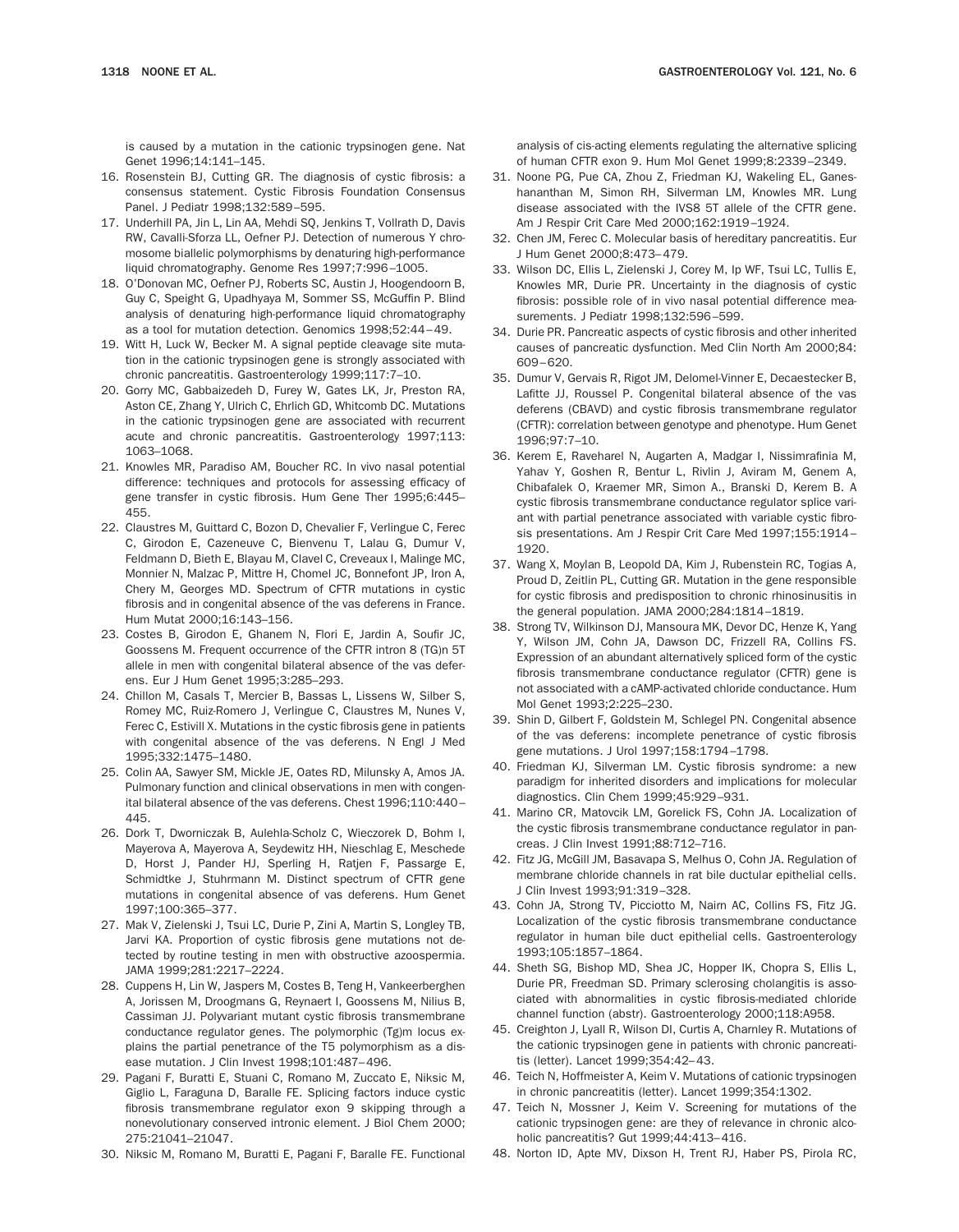is caused by a mutation in the cationic trypsinogen gene. Nat Genet 1996;14:141–145.

16. Rosenstein BJ, Cutting GR. The diagnosis of cystic fibrosis: a consensus statement. Cystic Fibrosis Foundation Consensus Panel. J Pediatr 1998;132:589–595.
17. Underhill PA, Jin L, Lin AA, Mehdi SQ, Jenkins T, Vollrath D, Davis RW, Cavalli-Sforza LL, Oefner PJ. Detection of numerous Y chromosome biallelic polymorphisms by denaturing high-performance liquid chromatography. Genome Res 1997;7:996–1005.
18. O'Donovan MC, Oefner PJ, Roberts SC, Austin J, Hoogendoorn B, Guy C, Speight G, Upadhyaya M, Sommer SS, McGuffin P. Blind analysis of denaturing high-performance liquid chromatography as a tool for mutation detection. Genomics 1998;52:44–49.
19. Witt H, Luck W, Becker M. A signal peptide cleavage site mutation in the cationic trypsinogen gene is strongly associated with chronic pancreatitis. Gastroenterology 1999;117:7–10.
20. Gorry MC, Gabbaizedeh D, Furey W, Gates LK, Jr, Preston RA, Aston CE, Zhang Y, Ulrich C, Ehrlich GD, Whitcomb DC. Mutations in the cationic trypsinogen gene are associated with recurrent acute and chronic pancreatitis. Gastroenterology 1997;113:1063–1068.
21. Knowles MR, Paradiso AM, Boucher RC. In vivo nasal potential difference: techniques and protocols for assessing efficacy of gene transfer in cystic fibrosis. Hum Gene Ther 1995;6:445–455.
22. Claustres M, Guittard C, Bozon D, Chevalier F, Verlingue C, Ferec C, Girodon E, Cazeneuve C, Bienvenu T, Lalau G, Dumur V, Feldmann D, Bieth E, Blayau M, Clavel C, Creveaux I, Malinge MC, Monnier N, Malzac P, Mittre H, Chomel JC, Bonnefont JP, Iron A, Chery M, Georges MD. Spectrum of CFTR mutations in cystic fibrosis and in congenital absence of the vas deferens in France. Hum Mutat 2000;16:143–156.
23. Costes B, Girodon E, Ghanem N, Flori E, Jardin A, Soufir JC, Goossens M. Frequent occurrence of the CFTR intron 8 (TG)n 5T allele in men with congenital bilateral absence of the vas deferens. Eur J Hum Genet 1995;3:285–293.
24. Chillon M, Casals T, Mercier B, Bassas L, Lissens W, Silber S, Romey MC, Ruiz-Romero J, Verlingue C, Claustres M, Nunes V, Ferec C, Estivill X. Mutations in the cystic fibrosis gene in patients with congenital absence of the vas deferens. N Engl J Med 1995;332:1475–1480.
25. Colin AA, Sawyer SM, Mickle JE, Oates RD, Milunsky A, Amos JA. Pulmonary function and clinical observations in men with congenital bilateral absence of the vas deferens. Chest 1996;110:440–445.
26. Dork T, Dworniczak B, Aulehla-Scholz C, Wieczorek D, Bohm I, Mayerova A, Mayerova A, Seydewitz HH, Nieschlag E, Meschede D, Horst J, Pander HJ, Sperling H, Ratjen F, Passarge E, Schmidtke J, Stuhrmann M. Distinct spectrum of CFTR gene mutations in congenital absence of vas deferens. Hum Genet 1997;100:365–377.
27. Mak V, Zielenski J, Tsui LC, Durie P, Zini A, Martin S, Longley TB, Jarvi KA. Proportion of cystic fibrosis gene mutations not detected by routine testing in men with obstructive azoospermia. JAMA 1999;281:2217–2224.
28. Cuppens H, Lin W, Jaspers M, Costes B, Teng H, Vankeerberghen A, Jorissen M, Droogmans G, Reynaert I, Goossens M, Nilius B, Cassiman JJ. Polyvariant mutant cystic fibrosis transmembrane conductance regulator genes. The polymorphic (Tg)m locus explains the partial penetrance of the T5 polymorphism as a disease mutation. J Clin Invest 1998;101:487–496.
29. Pagani F, Buratti E, Stuani C, Romano M, Zuccato E, Niksic M, Giglio L, Faraguna D, Baralle FE. Splicing factors induce cystic fibrosis transmembrane regulator exon 9 skipping through a nonevolutionary conserved intronic element. J Biol Chem 2000;275:21041–21047.
30. Niksic M, Romano M, Buratti E, Pagani F, Baralle FE. Functional analysis of cis-acting elements regulating the alternative splicing of human CFTR exon 9. Hum Mol Genet 1999;8:2339–2349.
31. Noone PG, Pue CA, Zhou Z, Friedman KJ, Wakeling EL, Ganeshananthan M, Simon RH, Silverman LM, Knowles MR. Lung disease associated with the IVS8 5T allele of the CFTR gene. Am J Respir Crit Care Med 2000;162:1919–1924.
32. Chen JM, Ferec C. Molecular basis of hereditary pancreatitis. Eur J Hum Genet 2000;8:473–479.
33. Wilson DC, Ellis L, Zielenski J, Corey M, Ip WF, Tsui LC, Tullis E, Knowles MR, Durie PR. Uncertainty in the diagnosis of cystic fibrosis: possible role of in vivo nasal potential difference measurements. J Pediatr 1998;132:596–599.
34. Durie PR. Pancreatic aspects of cystic fibrosis and other inherited causes of pancreatic dysfunction. Med Clin North Am 2000;84:609–620.
35. Dumur V, Gervais R, Rigot JM, Delomel-Vinner E, Decaestecker B, Lafitte JJ, Roussel P. Congenital bilateral absence of the vas deferens (CBAVD) and cystic fibrosis transmembrane regulator (CFTR): correlation between genotype and phenotype. Hum Genet 1996;97:7–10.
36. Kerem E, Raveharel N, Augarten A, Madgar I, Nissimrafinia M, Yahav Y, Goshen R, Bentur L, Rivlin J, Aviram M, Genem A, Chibafalek O, Kraemer MR, Simon A., Branski D, Kerem B. A cystic fibrosis transmembrane conductance regulator splice variant with partial penetrance associated with variable cystic fibrosis presentations. Am J Respir Crit Care Med 1997;155:1914–1920.
37. Wang X, Moylan B, Leopold DA, Kim J, Rubenstein RC, Togias A, Proud D, Zeitlin PL, Cutting GR. Mutation in the gene responsible for cystic fibrosis and predisposition to chronic rhinosinusitis in the general population. JAMA 2000;284:1814–1819.
38. Strong TV, Wilkinson DJ, Mansoura MK, Devor DC, Henze K, Yang Y, Wilson JM, Cohn JA, Dawson DC, Frizzell RA, Collins FS. Expression of an abundant alternatively spliced form of the cystic fibrosis transmembrane conductance regulator (CFTR) gene is not associated with a cAMP-activated chloride conductance. Hum Mol Genet 1993;2:225–230.
39. Shin D, Gilbert F, Goldstein M, Schlegel PN. Congenital absence of the vas deferens: incomplete penetrance of cystic fibrosis gene mutations. J Urol 1997;158:1794–1798.
40. Friedman KJ, Silverman LM. Cystic fibrosis syndrome: a new paradigm for inherited disorders and implications for molecular diagnostics. Clin Chem 1999;45:929–931.
41. Marino CR, Matovcik LM, Gorelick FS, Cohn JA. Localization of the cystic fibrosis transmembrane conductance regulator in pancreas. J Clin Invest 1991;88:712–716.
42. Fitz JG, McGill JM, Basavapa S, Melhus O, Cohn JA. Regulation of membrane chloride channels in rat bile ductular epithelial cells. J Clin Invest 1993;91:319–328.
43. Cohn JA, Strong TV, Picciotto M, Nairn AC, Collins FS, Fitz JG. Localization of the cystic fibrosis transmembrane conductance regulator in human bile duct epithelial cells. Gastroenterology 1993;105:1857–1864.
44. Sheth SG, Bishop MD, Shea JC, Hopper IK, Chopra S, Ellis L, Durie PR, Freedman SD. Primary sclerosing cholangitis is associated with abnormalities in cystic fibrosis-mediated chloride channel function (abstr). Gastroenterology 2000;118:A958.
45. Creighton J, Lyall R, Wilson DI, Curtis A, Charnley R. Mutations of the cationic trypsinogen gene in patients with chronic pancreatitis (letter). Lancet 1999;354:42–43.
46. Teich N, Hoffmeister A, Keim V. Mutations of cationic trypsinogen in chronic pancreatitis (letter). Lancet 1999;354:1302.
47. Teich N, Mossner J, Keim V. Screening for mutations of the cationic trypsinogen gene: are they of relevance in chronic alcoholic pancreatitis? Gut 1999;44:413–416.
48. Norton ID, Apte MV, Dixson H, Trent RJ, Haber PS, Pirola RC,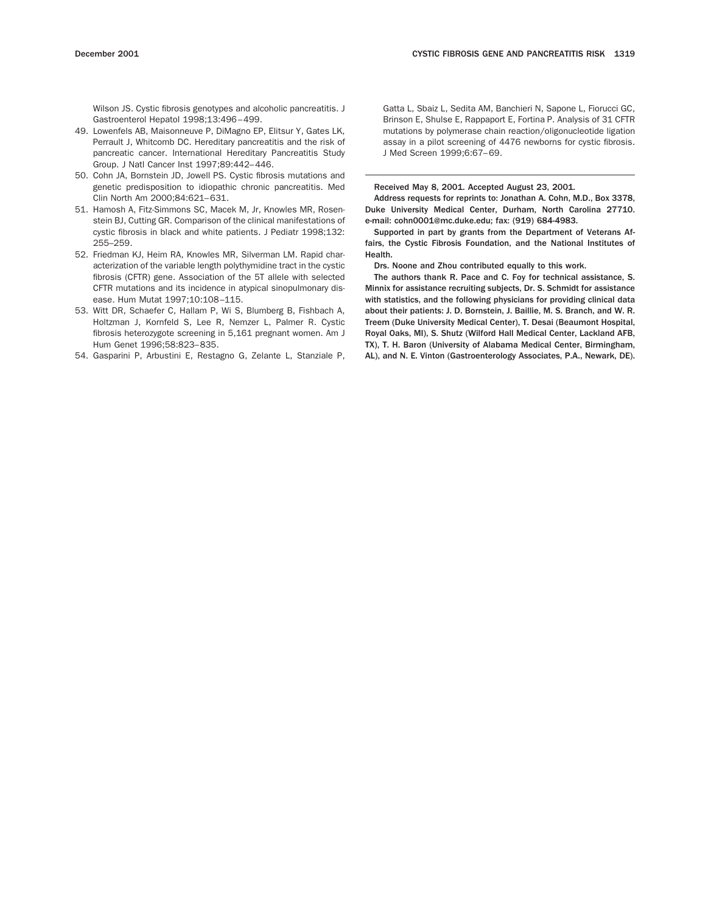Wilson JS. Cystic fibrosis genotypes and alcoholic pancreatitis. J Gastroenterol Hepatol 1998;13:496–499.

49. Lowenfels AB, Maisonneuve P, DiMagno EP, Elitsur Y, Gates LK, Perrault J, Whitcomb DC. Hereditary pancreatitis and the risk of pancreatic cancer. International Hereditary Pancreatitis Study Group. J Natl Cancer Inst 1997;89:442–446.
50. Cohn JA, Bornstein JD, Jowell PS. Cystic fibrosis mutations and genetic predisposition to idiopathic chronic pancreatitis. Med Clin North Am 2000;84:621–631.
51. Hamosh A, Fitz-Simmons SC, Macek M, Jr, Knowles MR, Rosenstein BJ, Cutting GR. Comparison of the clinical manifestations of cystic fibrosis in black and white patients. J Pediatr 1998;132: 255–259.
52. Friedman KJ, Heim RA, Knowles MR, Silverman LM. Rapid characterization of the variable length polythymidine tract in the cystic fibrosis (CFTR) gene. Association of the 5T allele with selected CFTR mutations and its incidence in atypical sinopulmonary disease. Hum Mutat 1997;10:108–115.
53. Witt DR, Schaefer C, Hallam P, Wi S, Blumberg B, Fishbach A, Holtzman J, Kornfeld S, Lee R, Nemzer L, Palmer R. Cystic fibrosis heterozygote screening in 5,161 pregnant women. Am J Hum Genet 1996;58:823–835.
54. Gasparini P, Arbustini E, Restagno G, Zelante L, Stanziale P, Gatta L, Sbaiz L, Sedita AM, Banchieri N, Sapone L, Fiorucci GC, Brinson E, Shulse E, Rappaport E, Fortina P. Analysis of 31 CFTR mutations by polymerase chain reaction/oligonucleotide ligation assay in a pilot screening of 4476 newborns for cystic fibrosis. J Med Screen 1999;6:67–69.

---

Received May 8, 2001. Accepted August 23, 2001.

Address requests for reprints to: Jonathan A. Cohn, M.D., Box 3378, Duke University Medical Center, Durham, North Carolina 27710. e-mail: cohn0001@mc.duke.edu; fax: (919) 684-4983.

Supported in part by grants from the Department of Veterans Affairs, the Cystic Fibrosis Foundation, and the National Institutes of Health.

Drs. Noone and Zhou contributed equally to this work.

The authors thank R. Pace and C. Foy for technical assistance, S. Minnix for assistance recruiting subjects, Dr. S. Schmidt for assistance with statistics, and the following physicians for providing clinical data about their patients: J. D. Bornstein, J. Baillie, M. S. Branch, and W. R. Treem (Duke University Medical Center), T. Desai (Beaumont Hospital, Royal Oaks, MI), S. Shutz (Wilford Hall Medical Center, Lackland AFB, TX), T. H. Baron (University of Alabama Medical Center, Birmingham, AL), and N. E. Vinton (Gastroenterology Associates, P.A., Newark, DE).